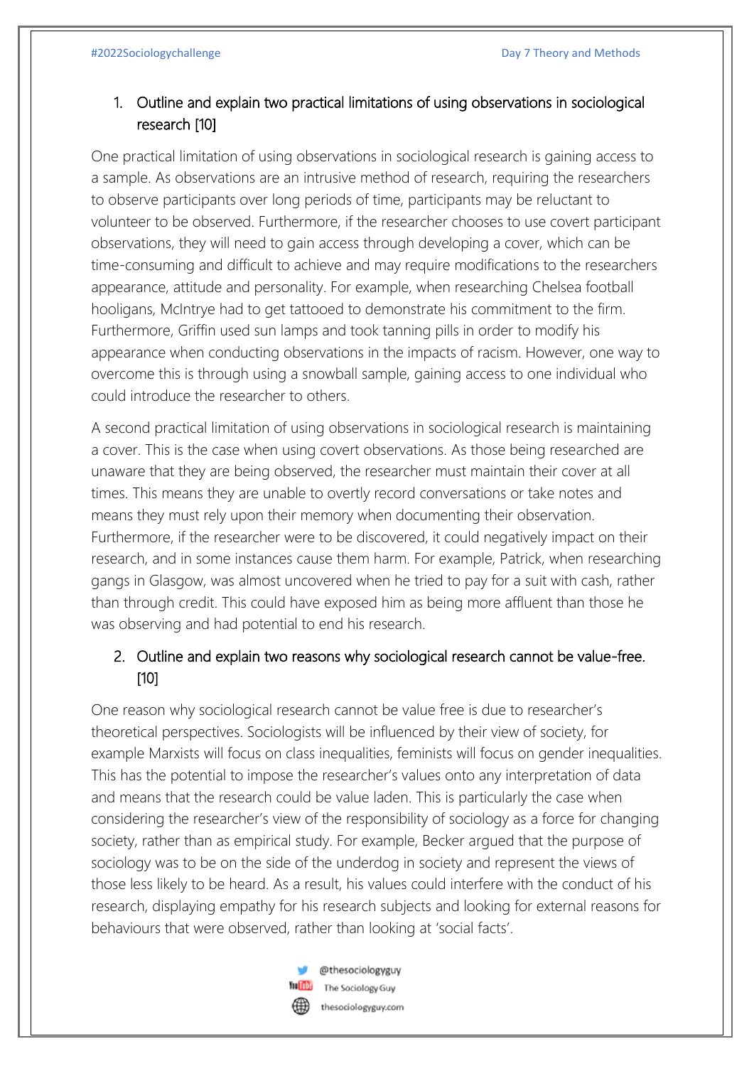1. Outline and explain two practical limitations of using observations in sociological research [10]

One practical limitation of using observations in sociological research is gaining access to a sample. As observations are an intrusive method of research, requiring the researchers to observe participants over long periods of time, participants may be reluctant to volunteer to be observed. Furthermore, if the researcher chooses to use covert participant observations, they will need to gain access through developing a cover, which can be time-consuming and difficult to achieve and may require modifications to the researchers appearance, attitude and personality. For example, when researching Chelsea football hooligans, McIntrye had to get tattooed to demonstrate his commitment to the firm. Furthermore, Griffin used sun lamps and took tanning pills in order to modify his appearance when conducting observations in the impacts of racism. However, one way to overcome this is through using a snowball sample, gaining access to one individual who could introduce the researcher to others.

A second practical limitation of using observations in sociological research is maintaining a cover. This is the case when using covert observations. As those being researched are unaware that they are being observed, the researcher must maintain their cover at all times. This means they are unable to overtly record conversations or take notes and means they must rely upon their memory when documenting their observation. Furthermore, if the researcher were to be discovered, it could negatively impact on their research, and in some instances cause them harm. For example, Patrick, when researching gangs in Glasgow, was almost uncovered when he tried to pay for a suit with cash, rather than through credit. This could have exposed him as being more affluent than those he was observing and had potential to end his research.

2. Outline and explain two reasons why sociological research cannot be value-free. [10]

One reason why sociological research cannot be value free is due to researcher's theoretical perspectives. Sociologists will be influenced by their view of society, for example Marxists will focus on class inequalities, feminists will focus on gender inequalities. This has the potential to impose the researcher's values onto any interpretation of data and means that the research could be value laden. This is particularly the case when considering the researcher's view of the responsibility of sociology as a force for changing society, rather than as empirical study. For example, Becker argued that the purpose of sociology was to be on the side of the underdog in society and represent the views of those less likely to be heard. As a result, his values could interfere with the conduct of his research, displaying empathy for his research subjects and looking for external reasons for behaviours that were observed, rather than looking at 'social facts'.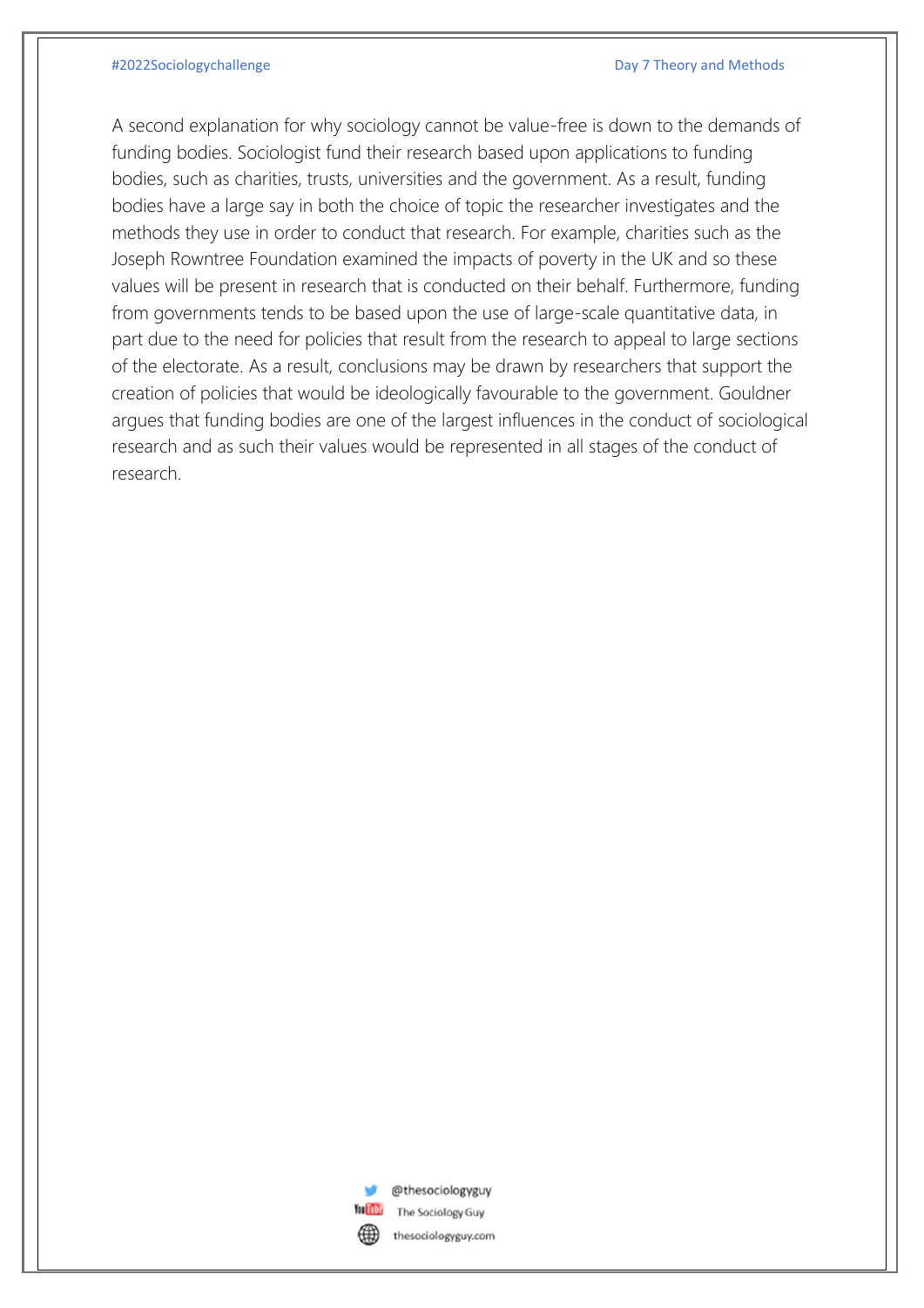A second explanation for why sociology cannot be value-free is down to the demands of funding bodies. Sociologist fund their research based upon applications to funding bodies, such as charities, trusts, universities and the government. As a result, funding bodies have a large say in both the choice of topic the researcher investigates and the methods they use in order to conduct that research. For example, charities such as the Joseph Rowntree Foundation examined the impacts of poverty in the UK and so these values will be present in research that is conducted on their behalf. Furthermore, funding from governments tends to be based upon the use of large-scale quantitative data, in part due to the need for policies that result from the research to appeal to large sections of the electorate. As a result, conclusions may be drawn by researchers that support the creation of policies that would be ideologically favourable to the government. Gouldner argues that funding bodies are one of the largest influences in the conduct of sociological research and as such their values would be represented in all stages of the conduct of research.